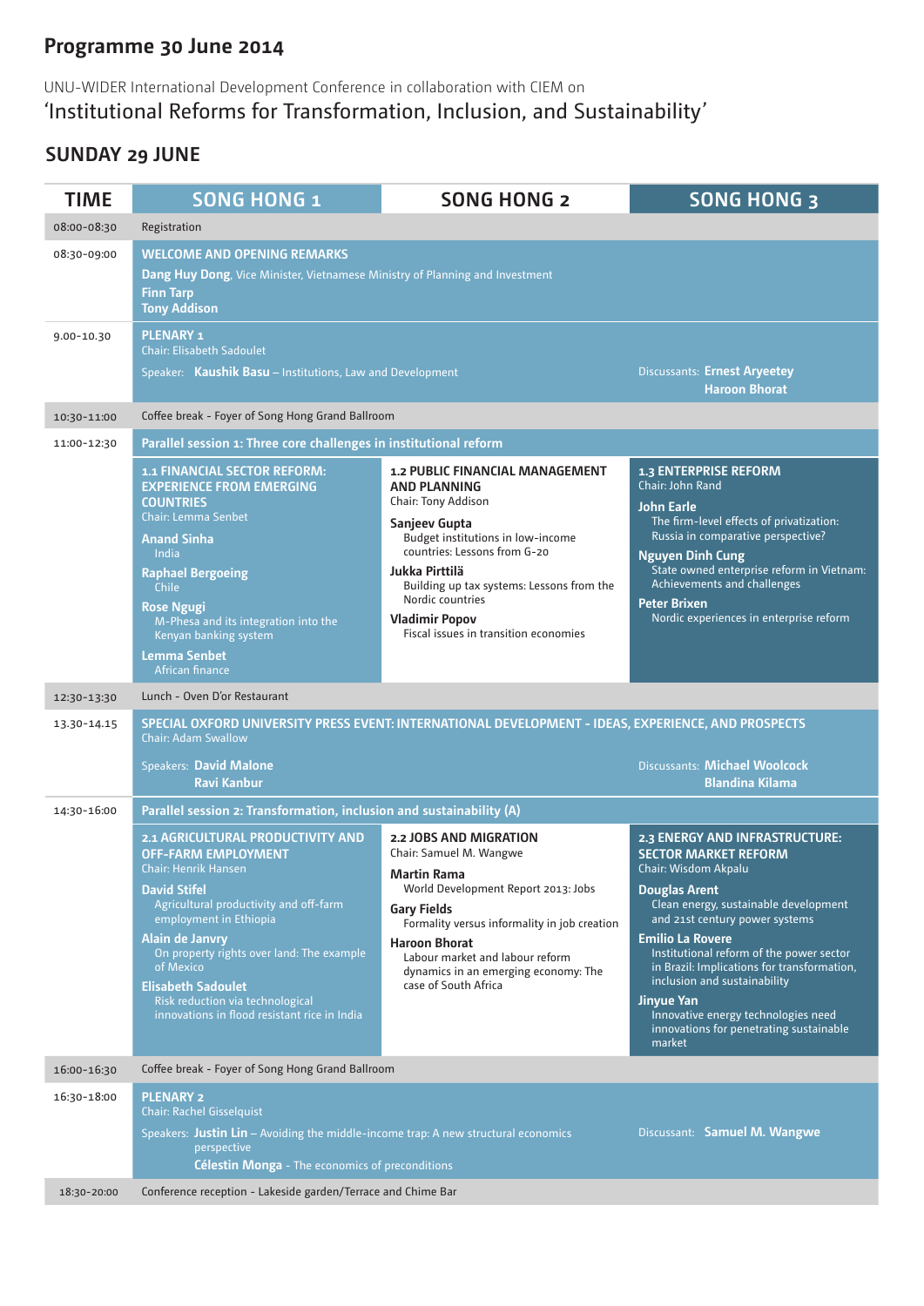# Programme 30 June 2014

UNU-WIDER International Development Conference in collaboration with CIEM on
'Institutional Reforms for Transformation, Inclusion, and Sustainability'

## SUNDAY 29 JUNE

| TIME | SONG HONG 1 | SONG HONG 2 | SONG HONG 3 |
|---|---|---|---|
| 08:00-08:30 | Registration | | |
| 08:30-09:00 | **WELCOME AND OPENING REMARKS**<br>**Dang Huy Dong**, Vice Minister, Vietnamese Ministry of Planning and Investment<br>**Finn Tarp**<br>**Tony Addison** | | |
| 9.00-10.30 | **PLENARY 1**<br>Chair: Elisabeth Sadoulet<br>Speaker: **Kaushik Basu** – Institutions, Law and Development | | Discussants: **Ernest Aryeetey**<br>**Haroon Bhorat** |
| 10:30-11:00 | Coffee break - Foyer of Song Hong Grand Ballroom | | |
| 11:00-12:30 | **Parallel session 1: Three core challenges in institutional reform** | | |
| | **1.1 FINANCIAL SECTOR REFORM: EXPERIENCE FROM EMERGING COUNTRIES**<br>Chair: Lemma Senbet<br>**Anand Sinha**<br>India<br>**Raphael Bergoeing**<br>Chile<br>**Rose Ngugi**<br>M-Phesa and its integration into the Kenyan banking system<br>**Lemma Senbet**<br>African finance | **1.2 PUBLIC FINANCIAL MANAGEMENT AND PLANNING**<br>Chair: Tony Addison<br>**Sanjeev Gupta**<br>Budget institutions in low-income countries: Lessons from G-20<br>**Jukka Pirttilä**<br>Building up tax systems: Lessons from the Nordic countries<br>**Vladimir Popov**<br>Fiscal issues in transition economies | **1.3 ENTERPRISE REFORM**<br>Chair: John Rand<br>**John Earle**<br>The firm-level effects of privatization: Russia in comparative perspective?<br>**Nguyen Dinh Cung**<br>State owned enterprise reform in Vietnam: Achievements and challenges<br>**Peter Brixen**<br>Nordic experiences in enterprise reform |
| 12:30-13:30 | Lunch - Oven D'or Restaurant | | |
| 13.30-14.15 | **SPECIAL OXFORD UNIVERSITY PRESS EVENT: INTERNATIONAL DEVELOPMENT - IDEAS, EXPERIENCE, AND PROSPECTS**<br>Chair: Adam Swallow<br>Speakers: **David Malone**<br>**Ravi Kanbur** | | Discussants: **Michael Woolcock**<br>**Blandina Kilama** |
| 14:30-16:00 | **Parallel session 2: Transformation, inclusion and sustainability (A)** | | |
| | **2.1 AGRICULTURAL PRODUCTIVITY AND OFF-FARM EMPLOYMENT**<br>Chair: Henrik Hansen<br>**David Stifel**<br>Agricultural productivity and off-farm employment in Ethiopia<br>**Alain de Janvry**<br>On property rights over land: The example of Mexico<br>**Elisabeth Sadoulet**<br>Risk reduction via technological innovations in flood resistant rice in India | **2.2 JOBS AND MIGRATION**<br>Chair: Samuel M. Wangwe<br>**Martin Rama**<br>World Development Report 2013: Jobs<br>**Gary Fields**<br>Formality versus informality in job creation<br>**Haroon Bhorat**<br>Labour market and labour reform dynamics in an emerging economy: The case of South Africa | **2.3 ENERGY AND INFRASTRUCTURE: SECTOR MARKET REFORM**<br>Chair: Wisdom Akpalu<br>**Douglas Arent**<br>Clean energy, sustainable development and 21st century power systems<br>**Emilio La Rovere**<br>Institutional reform of the power sector in Brazil: Implications for transformation, inclusion and sustainability<br>**Jinyue Yan**<br>Innovative energy technologies need innovations for penetrating sustainable market |
| 16:00-16:30 | Coffee break - Foyer of Song Hong Grand Ballroom | | |
| 16:30-18:00 | **PLENARY 2**<br>Chair: Rachel Gisselquist<br>Speakers: **Justin Lin** – Avoiding the middle-income trap: A new structural economics perspective<br>**Célestin Monga** - The economics of preconditions | | Discussant: **Samuel M. Wangwe** |
| 18:30-20:00 | Conference reception - Lakeside garden/Terrace and Chime Bar | | |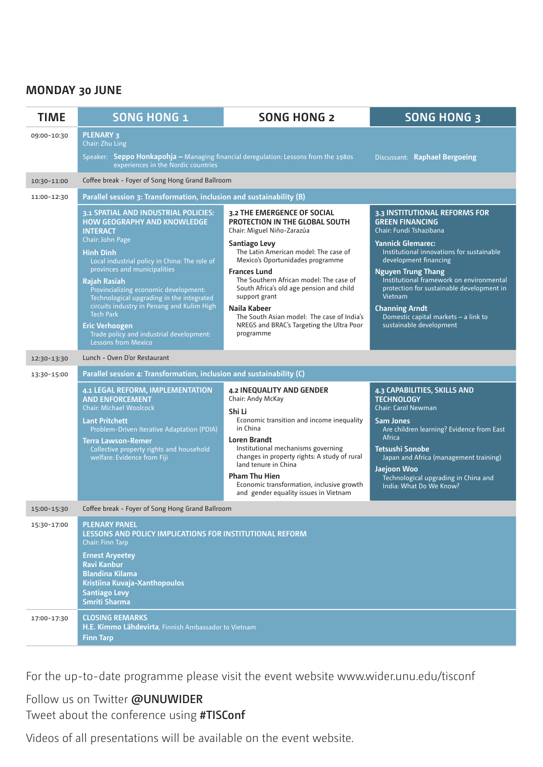## MONDAY 30 JUNE

| TIME | SONG HONG 1 | SONG HONG 2 | SONG HONG 3 |
|---|---|---|---|
| 09:00-10:30 | **PLENARY 3**<br>Chair: Zhu Ling<br>Speaker: **Seppo Honkapohja –** Managing financial deregulation: Lessons from the 1980s experiences in the Nordic countries | | Discussant: **Raphael Bergoeing** |
| 10:30-11:00 | Coffee break - Foyer of Song Hong Grand Ballroom | | |
| 11:00-12:30 | **Parallel session 3: Transformation, inclusion and sustainability (B)** | | |
| | **3.1 SPATIAL AND INDUSTRIAL POLICIES: HOW GEOGRAPHY AND KNOWLEDGE INTERACT**<br>Chair: John Page<br>**Hinh Dinh**<br>Local industrial policy in China: The role of provinces and municipalities<br>**Rajah Rasiah**<br>Provincializing economic development: Technological upgrading in the integrated circuits industry in Penang and Kulim High Tech Park<br>**Eric Verhoogen**<br>Trade policy and industrial development: Lessons from Mexico | **3.2 THE EMERGENCE OF SOCIAL PROTECTION IN THE GLOBAL SOUTH**<br>Chair: Miguel Niño-Zarazúa<br>**Santiago Levy**<br>The Latin American model: The case of Mexico's Oportunidades programme<br>**Frances Lund**<br>The Southern African model: The case of South Africa's old age pension and child support grant<br>**Naila Kabeer**<br>The South Asian model: The case of India's NREGS and BRAC's Targeting the Ultra Poor programme | **3.3 INSTITUTIONAL REFORMS FOR GREEN FINANCING**<br>Chair: Fundi Tshazibana<br>**Yannick Glemarec:**<br>Institutional innovations for sustainable development financing<br>**Nguyen Trung Thang**<br>Institutional framework on environmental protection for sustainable development in Vietnam<br>**Channing Arndt**<br>Domestic capital markets – a link to sustainable development |
| 12:30-13:30 | Lunch - Oven D'or Restaurant | | |
| 13:30-15:00 | **Parallel session 4: Transformation, inclusion and sustainability (C)** | | |
| | **4.1 LEGAL REFORM, IMPLEMENTATION AND ENFORCEMENT**<br>Chair: Michael Woolcock<br>**Lant Pritchett**<br>Problem-Driven Iterative Adaptation (PDIA)<br>**Terra Lawson-Remer**<br>Collective property rights and household welfare: Evidence from Fiji | **4.2 INEQUALITY AND GENDER**<br>Chair: Andy McKay<br>**Shi Li**<br>Economic transition and income inequality in China<br>**Loren Brandt**<br>Institutional mechanisms governing changes in property rights: A study of rural land tenure in China<br>**Pham Thu Hien**<br>Economic transformation, inclusive growth and gender equality issues in Vietnam | **4.3 CAPABILITIES, SKILLS AND TECHNOLOGY**<br>Chair: Carol Newman<br>**Sam Jones**<br>Are children learning? Evidence from East Africa<br>**Tetsushi Sonobe**<br>Japan and Africa (management training)<br>**Jaejoon Woo**<br>Technological upgrading in China and India: What Do We Know? |
| 15:00-15:30 | Coffee break - Foyer of Song Hong Grand Ballroom | | |
| 15:30-17:00 | **PLENARY PANEL**<br>**LESSONS AND POLICY IMPLICATIONS FOR INSTITUTIONAL REFORM**<br>Chair: Finn Tarp<br>**Ernest Aryeetey**<br>**Ravi Kanbur**<br>**Blandina Kilama**<br>**Kristiina Kuvaja-Xanthopoulos**<br>**Santiago Levy**<br>**Smriti Sharma** | | |
| 17:00-17:30 | **CLOSING REMARKS**<br>**H.E. Kimmo Lähdevirta**, Finnish Ambassador to Vietnam<br>**Finn Tarp** | | |

For the up-to-date programme please visit the event website www.wider.unu.edu/tisconf

Follow us on Twitter **@UNUWIDER**
Tweet about the conference using **#TISConf**

Videos of all presentations will be available on the event website.